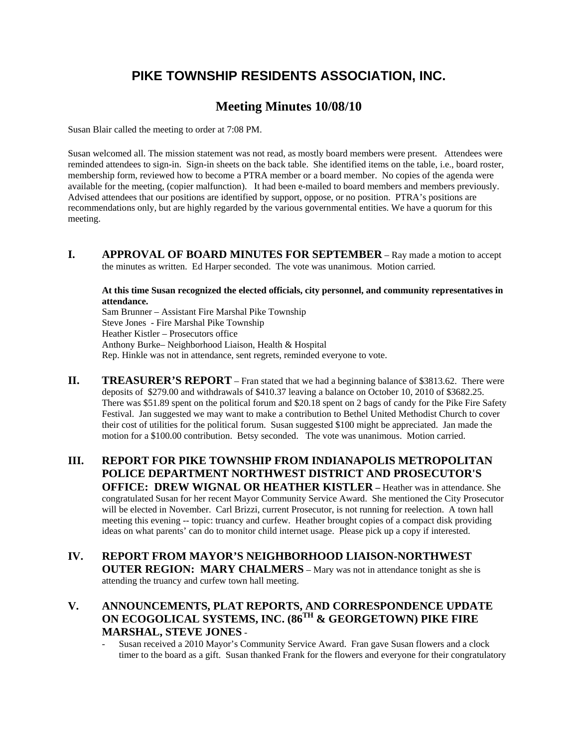# PIKE TOWNSHIP RESIDENTS ASSOCIATION, INC.

## Meeting Minutes 10/08/10

Susan Blair called the meeting to order at 7:08 PM.

Susan welcomed all. The mission statement was not read, as mostly board members were present. Attendees were reminded attendees to sign-in. Sign-in sheets on the back table. She identified items on the table, i.e., board roster, membership form, reviewed how to become a PTRA member or a board member. No copies of the agenda were available for the meeting, (copier malfunction). It had been e-mailed to board members and members previously. Advised attendees that our positions are identified by support, oppose, or no position. PTRA's positions are recommendations only, but are highly regarded by the various governmental entities. We have a quorum for this meeting.

**I. APPROVAL OF BOARD MINUTES FOR SEPTEMBER** – Ray made a motion to accept the minutes as written. Ed Harper seconded. The vote was unanimous. Motion carried.

**At this time Susan recognized the elected officials, city personnel, and community representatives in attendance.**

Sam Brunner – Assistant Fire Marshal Pike Township
Steve Jones - Fire Marshal Pike Township
Heather Kistler – Prosecutors office
Anthony Burke– Neighborhood Liaison, Health & Hospital
Rep. Hinkle was not in attendance, sent regrets, reminded everyone to vote.

**II. TREASURER'S REPORT** – Fran stated that we had a beginning balance of $3813.62. There were deposits of $279.00 and withdrawals of $410.37 leaving a balance on October 10, 2010 of $3682.25. There was $51.89 spent on the political forum and $20.18 spent on 2 bags of candy for the Pike Fire Safety Festival. Jan suggested we may want to make a contribution to Bethel United Methodist Church to cover their cost of utilities for the political forum. Susan suggested $100 might be appreciated. Jan made the motion for a $100.00 contribution. Betsy seconded. The vote was unanimous. Motion carried.

**III. REPORT FOR PIKE TOWNSHIP FROM INDIANAPOLIS METROPOLITAN POLICE DEPARTMENT NORTHWEST DISTRICT AND PROSECUTOR'S OFFICE: DREW WIGNAL OR HEATHER KISTLER** – Heather was in attendance. She congratulated Susan for her recent Mayor Community Service Award. She mentioned the City Prosecutor will be elected in November. Carl Brizzi, current Prosecutor, is not running for reelection. A town hall meeting this evening -- topic: truancy and curfew. Heather brought copies of a compact disk providing ideas on what parents' can do to monitor child internet usage. Please pick up a copy if interested.

**IV. REPORT FROM MAYOR'S NEIGHBORHOOD LIAISON-NORTHWEST OUTER REGION: MARY CHALMERS** – Mary was not in attendance tonight as she is attending the truancy and curfew town hall meeting.

**V. ANNOUNCEMENTS, PLAT REPORTS, AND CORRESPONDENCE UPDATE ON ECOGOLICAL SYSTEMS, INC. (86TH & GEORGETOWN) PIKE FIRE MARSHAL, STEVE JONES** -

- Susan received a 2010 Mayor's Community Service Award. Fran gave Susan flowers and a clock timer to the board as a gift. Susan thanked Frank for the flowers and everyone for their congratulatory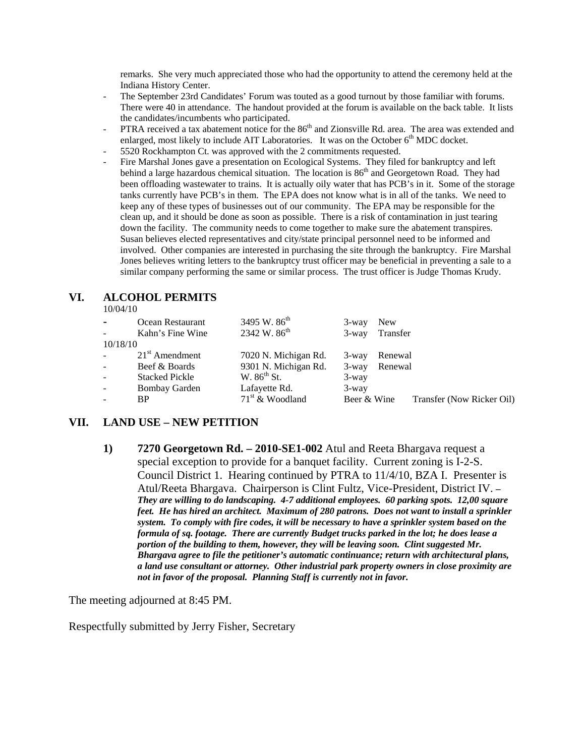remarks. She very much appreciated those who had the opportunity to attend the ceremony held at the Indiana History Center.

- The September 23rd Candidates' Forum was touted as a good turnout by those familiar with forums. There were 40 in attendance. The handout provided at the forum is available on the back table. It lists the candidates/incumbents who participated.
- PTRA received a tax abatement notice for the 86th and Zionsville Rd. area. The area was extended and enlarged, most likely to include AIT Laboratories. It was on the October 6th MDC docket.
- 5520 Rockhampton Ct. was approved with the 2 commitments requested.
- Fire Marshal Jones gave a presentation on Ecological Systems. They filed for bankruptcy and left behind a large hazardous chemical situation. The location is 86th and Georgetown Road. They had been offloading wastewater to trains. It is actually oily water that has PCB's in it. Some of the storage tanks currently have PCB's in them. The EPA does not know what is in all of the tanks. We need to keep any of these types of businesses out of our community. The EPA may be responsible for the clean up, and it should be done as soon as possible. There is a risk of contamination in just tearing down the facility. The community needs to come together to make sure the abatement transpires. Susan believes elected representatives and city/state principal personnel need to be informed and involved. Other companies are interested in purchasing the site through the bankruptcy. Fire Marshal Jones believes writing letters to the bankruptcy trust officer may be beneficial in preventing a sale to a similar company performing the same or similar process. The trust officer is Judge Thomas Krudy.

## VI. ALCOHOL PERMITS

| | | | | |
|---|---|---|---|---|
| 10/04/10 | | | | |
| - | Ocean Restaurant | 3495 W. 86th | 3-way | New |
| - | Kahn's Fine Wine | 2342 W. 86th | 3-way | Transfer |
| 10/18/10 | | | | |
| - | 21st Amendment | 7020 N. Michigan Rd. | 3-way | Renewal |
| - | Beef & Boards | 9301 N. Michigan Rd. | 3-way | Renewal |
| - | Stacked Pickle | W. 86th St. | 3-way | |
| - | Bombay Garden | Lafayette Rd. | 3-way | |
| - | BP | 71st & Woodland | Beer & Wine | Transfer (Now Ricker Oil) |

## VII. LAND USE – NEW PETITION

1) **7270 Georgetown Rd. – 2010-SE1-002** Atul and Reeta Bhargava request a special exception to provide for a banquet facility. Current zoning is I-2-S. Council District 1. Hearing continued by PTRA to 11/4/10, BZA I. Presenter is Atul/Reeta Bhargava. Chairperson is Clint Fultz, Vice-President, District IV. – ***They are willing to do landscaping. 4-7 additional employees. 60 parking spots. 12,00 square feet. He has hired an architect. Maximum of 280 patrons. Does not want to install a sprinkler system. To comply with fire codes, it will be necessary to have a sprinkler system based on the formula of sq. footage. There are currently Budget trucks parked in the lot; he does lease a portion of the building to them, however, they will be leaving soon. Clint suggested Mr. Bhargava agree to file the petitioner's automatic continuance; return with architectural plans, a land use consultant or attorney. Other industrial park property owners in close proximity are not in favor of the proposal. Planning Staff is currently not in favor.***

The meeting adjourned at 8:45 PM.

Respectfully submitted by Jerry Fisher, Secretary